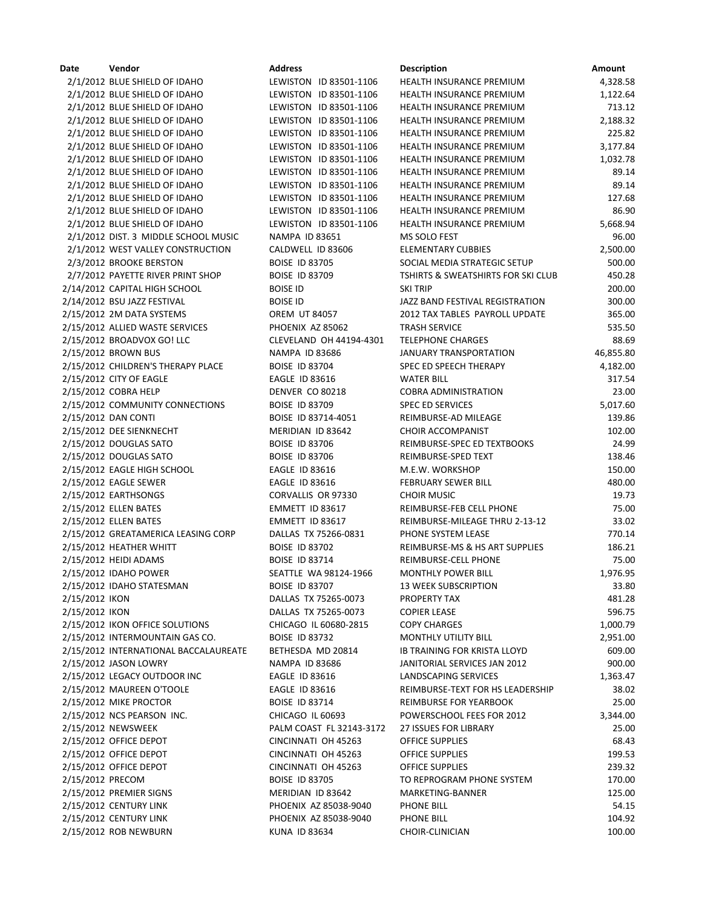| Date | Vendor | Address | Description | Amount |
| --- | --- | --- | --- | --- |
| 2/1/2012 | BLUE SHIELD OF IDAHO | LEWISTON ID 83501-1106 | HEALTH INSURANCE PREMIUM | 4,328.58 |
| 2/1/2012 | BLUE SHIELD OF IDAHO | LEWISTON ID 83501-1106 | HEALTH INSURANCE PREMIUM | 1,122.64 |
| 2/1/2012 | BLUE SHIELD OF IDAHO | LEWISTON ID 83501-1106 | HEALTH INSURANCE PREMIUM | 713.12 |
| 2/1/2012 | BLUE SHIELD OF IDAHO | LEWISTON ID 83501-1106 | HEALTH INSURANCE PREMIUM | 2,188.32 |
| 2/1/2012 | BLUE SHIELD OF IDAHO | LEWISTON ID 83501-1106 | HEALTH INSURANCE PREMIUM | 225.82 |
| 2/1/2012 | BLUE SHIELD OF IDAHO | LEWISTON ID 83501-1106 | HEALTH INSURANCE PREMIUM | 3,177.84 |
| 2/1/2012 | BLUE SHIELD OF IDAHO | LEWISTON ID 83501-1106 | HEALTH INSURANCE PREMIUM | 1,032.78 |
| 2/1/2012 | BLUE SHIELD OF IDAHO | LEWISTON ID 83501-1106 | HEALTH INSURANCE PREMIUM | 89.14 |
| 2/1/2012 | BLUE SHIELD OF IDAHO | LEWISTON ID 83501-1106 | HEALTH INSURANCE PREMIUM | 89.14 |
| 2/1/2012 | BLUE SHIELD OF IDAHO | LEWISTON ID 83501-1106 | HEALTH INSURANCE PREMIUM | 127.68 |
| 2/1/2012 | BLUE SHIELD OF IDAHO | LEWISTON ID 83501-1106 | HEALTH INSURANCE PREMIUM | 86.90 |
| 2/1/2012 | BLUE SHIELD OF IDAHO | LEWISTON ID 83501-1106 | HEALTH INSURANCE PREMIUM | 5,668.94 |
| 2/1/2012 | DIST. 3 MIDDLE SCHOOL MUSIC | NAMPA ID 83651 | MS SOLO FEST | 96.00 |
| 2/1/2012 | WEST VALLEY CONSTRUCTION | CALDWELL ID 83606 | ELEMENTARY CUBBIES | 2,500.00 |
| 2/3/2012 | BROOKE BERSTON | BOISE ID 83705 | SOCIAL MEDIA STRATEGIC SETUP | 500.00 |
| 2/7/2012 | PAYETTE RIVER PRINT SHOP | BOISE ID 83709 | TSHIRTS & SWEATSHIRTS FOR SKI CLUB | 450.28 |
| 2/14/2012 | CAPITAL HIGH SCHOOL | BOISE ID | SKI TRIP | 200.00 |
| 2/14/2012 | BSU JAZZ FESTIVAL | BOISE ID | JAZZ BAND FESTIVAL REGISTRATION | 300.00 |
| 2/15/2012 | 2M DATA SYSTEMS | OREM UT 84057 | 2012 TAX TABLES PAYROLL UPDATE | 365.00 |
| 2/15/2012 | ALLIED WASTE SERVICES | PHOENIX AZ 85062 | TRASH SERVICE | 535.50 |
| 2/15/2012 | BROADVOX GO! LLC | CLEVELAND OH 44194-4301 | TELEPHONE CHARGES | 88.69 |
| 2/15/2012 | BROWN BUS | NAMPA ID 83686 | JANUARY TRANSPORTATION | 46,855.80 |
| 2/15/2012 | CHILDREN'S THERAPY PLACE | BOISE ID 83704 | SPEC ED SPEECH THERAPY | 4,182.00 |
| 2/15/2012 | CITY OF EAGLE | EAGLE ID 83616 | WATER BILL | 317.54 |
| 2/15/2012 | COBRA HELP | DENVER CO 80218 | COBRA ADMINISTRATION | 23.00 |
| 2/15/2012 | COMMUNITY CONNECTIONS | BOISE ID 83709 | SPEC ED SERVICES | 5,017.60 |
| 2/15/2012 | DAN CONTI | BOISE ID 83714-4051 | REIMBURSE-AD MILEAGE | 139.86 |
| 2/15/2012 | DEE SIENKNECHT | MERIDIAN ID 83642 | CHOIR ACCOMPANIST | 102.00 |
| 2/15/2012 | DOUGLAS SATO | BOISE ID 83706 | REIMBURSE-SPEC ED TEXTBOOKS | 24.99 |
| 2/15/2012 | DOUGLAS SATO | BOISE ID 83706 | REIMBURSE-SPED TEXT | 138.46 |
| 2/15/2012 | EAGLE HIGH SCHOOL | EAGLE ID 83616 | M.E.W. WORKSHOP | 150.00 |
| 2/15/2012 | EAGLE SEWER | EAGLE ID 83616 | FEBRUARY SEWER BILL | 480.00 |
| 2/15/2012 | EARTHSONGS | CORVALLIS OR 97330 | CHOIR MUSIC | 19.73 |
| 2/15/2012 | ELLEN BATES | EMMETT ID 83617 | REIMBURSE-FEB CELL PHONE | 75.00 |
| 2/15/2012 | ELLEN BATES | EMMETT ID 83617 | REIMBURSE-MILEAGE THRU 2-13-12 | 33.02 |
| 2/15/2012 | GREATAMERICA LEASING CORP | DALLAS TX 75266-0831 | PHONE SYSTEM LEASE | 770.14 |
| 2/15/2012 | HEATHER WHITT | BOISE ID 83702 | REIMBURSE-MS & HS ART SUPPLIES | 186.21 |
| 2/15/2012 | HEIDI ADAMS | BOISE ID 83714 | REIMBURSE-CELL PHONE | 75.00 |
| 2/15/2012 | IDAHO POWER | SEATTLE WA 98124-1966 | MONTHLY POWER BILL | 1,976.95 |
| 2/15/2012 | IDAHO STATESMAN | BOISE ID 83707 | 13 WEEK SUBSCRIPTION | 33.80 |
| 2/15/2012 | IKON | DALLAS TX 75265-0073 | PROPERTY TAX | 481.28 |
| 2/15/2012 | IKON | DALLAS TX 75265-0073 | COPIER LEASE | 596.75 |
| 2/15/2012 | IKON OFFICE SOLUTIONS | CHICAGO IL 60680-2815 | COPY CHARGES | 1,000.79 |
| 2/15/2012 | INTERMOUNTAIN GAS CO. | BOISE ID 83732 | MONTHLY UTILITY BILL | 2,951.00 |
| 2/15/2012 | INTERNATIONAL BACCALAUREATE | BETHESDA MD 20814 | IB TRAINING FOR KRISTA LLOYD | 609.00 |
| 2/15/2012 | JASON LOWRY | NAMPA ID 83686 | JANITORIAL SERVICES JAN 2012 | 900.00 |
| 2/15/2012 | LEGACY OUTDOOR INC | EAGLE ID 83616 | LANDSCAPING SERVICES | 1,363.47 |
| 2/15/2012 | MAUREEN O'TOOLE | EAGLE ID 83616 | REIMBURSE-TEXT FOR HS LEADERSHIP | 38.02 |
| 2/15/2012 | MIKE PROCTOR | BOISE ID 83714 | REIMBURSE FOR YEARBOOK | 25.00 |
| 2/15/2012 | NCS PEARSON INC. | CHICAGO IL 60693 | POWERSCHOOL FEES FOR 2012 | 3,344.00 |
| 2/15/2012 | NEWSWEEK | PALM COAST FL 32143-3172 | 27 ISSUES FOR LIBRARY | 25.00 |
| 2/15/2012 | OFFICE DEPOT | CINCINNATI OH 45263 | OFFICE SUPPLIES | 68.43 |
| 2/15/2012 | OFFICE DEPOT | CINCINNATI OH 45263 | OFFICE SUPPLIES | 199.53 |
| 2/15/2012 | OFFICE DEPOT | CINCINNATI OH 45263 | OFFICE SUPPLIES | 239.32 |
| 2/15/2012 | PRECOM | BOISE ID 83705 | TO REPROGRAM PHONE SYSTEM | 170.00 |
| 2/15/2012 | PREMIER SIGNS | MERIDIAN ID 83642 | MARKETING-BANNER | 125.00 |
| 2/15/2012 | CENTURY LINK | PHOENIX AZ 85038-9040 | PHONE BILL | 54.15 |
| 2/15/2012 | CENTURY LINK | PHOENIX AZ 85038-9040 | PHONE BILL | 104.92 |
| 2/15/2012 | ROB NEWBURN | KUNA ID 83634 | CHOIR-CLINICIAN | 100.00 |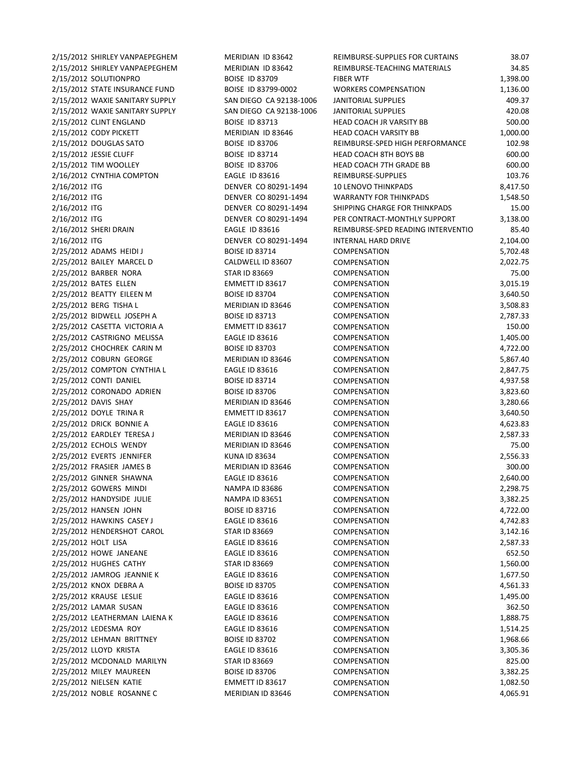| | | | | |
|---|---|---|---|---|
| 2/15/2012 | SHIRLEY VANPAEPEGHEM | MERIDIAN ID 83642 | REIMBURSE-SUPPLIES FOR CURTAINS | 38.07 |
| 2/15/2012 | SHIRLEY VANPAEPEGHEM | MERIDIAN ID 83642 | REIMBURSE-TEACHING MATERIALS | 34.85 |
| 2/15/2012 | SOLUTIONPRO | BOISE ID 83709 | FIBER WTF | 1,398.00 |
| 2/15/2012 | STATE INSURANCE FUND | BOISE ID 83799-0002 | WORKERS COMPENSATION | 1,136.00 |
| 2/15/2012 | WAXIE SANITARY SUPPLY | SAN DIEGO CA 92138-1006 | JANITORIAL SUPPLIES | 409.37 |
| 2/15/2012 | WAXIE SANITARY SUPPLY | SAN DIEGO CA 92138-1006 | JANITORIAL SUPPLIES | 420.08 |
| 2/15/2012 | CLINT ENGLAND | BOISE ID 83713 | HEAD COACH JR VARSITY BB | 500.00 |
| 2/15/2012 | CODY PICKETT | MERIDIAN ID 83646 | HEAD COACH VARSITY BB | 1,000.00 |
| 2/15/2012 | DOUGLAS SATO | BOISE ID 83706 | REIMBURSE-SPED HIGH PERFORMANCE | 102.98 |
| 2/15/2012 | JESSIE CLUFF | BOISE ID 83714 | HEAD COACH 8TH BOYS BB | 600.00 |
| 2/15/2012 | TIM WOOLLEY | BOISE ID 83706 | HEAD COACH 7TH GRADE BB | 600.00 |
| 2/16/2012 | CYNTHIA COMPTON | EAGLE ID 83616 | REIMBURSE-SUPPLIES | 103.76 |
| 2/16/2012 | ITG | DENVER CO 80291-1494 | 10 LENOVO THINKPADS | 8,417.50 |
| 2/16/2012 | ITG | DENVER CO 80291-1494 | WARRANTY FOR THINKPADS | 1,548.50 |
| 2/16/2012 | ITG | DENVER CO 80291-1494 | SHIPPING CHARGE FOR THINKPADS | 15.00 |
| 2/16/2012 | ITG | DENVER CO 80291-1494 | PER CONTRACT-MONTHLY SUPPORT | 3,138.00 |
| 2/16/2012 | SHERI DRAIN | EAGLE ID 83616 | REIMBURSE-SPED READING INTERVENTIO | 85.40 |
| 2/16/2012 | ITG | DENVER CO 80291-1494 | INTERNAL HARD DRIVE | 2,104.00 |
| 2/25/2012 | ADAMS HEIDI J | BOISE ID 83714 | COMPENSATION | 5,702.48 |
| 2/25/2012 | BAILEY MARCEL D | CALDWELL ID 83607 | COMPENSATION | 2,022.75 |
| 2/25/2012 | BARBER NORA | STAR ID 83669 | COMPENSATION | 75.00 |
| 2/25/2012 | BATES ELLEN | EMMETT ID 83617 | COMPENSATION | 3,015.19 |
| 2/25/2012 | BEATTY EILEEN M | BOISE ID 83704 | COMPENSATION | 3,640.50 |
| 2/25/2012 | BERG TISHA L | MERIDIAN ID 83646 | COMPENSATION | 3,508.83 |
| 2/25/2012 | BIDWELL JOSEPH A | BOISE ID 83713 | COMPENSATION | 2,787.33 |
| 2/25/2012 | CASETTA VICTORIA A | EMMETT ID 83617 | COMPENSATION | 150.00 |
| 2/25/2012 | CASTRIGNO MELISSA | EAGLE ID 83616 | COMPENSATION | 1,405.00 |
| 2/25/2012 | CHOCHREK CARIN M | BOISE ID 83703 | COMPENSATION | 4,722.00 |
| 2/25/2012 | COBURN GEORGE | MERIDIAN ID 83646 | COMPENSATION | 5,867.40 |
| 2/25/2012 | COMPTON CYNTHIA L | EAGLE ID 83616 | COMPENSATION | 2,847.75 |
| 2/25/2012 | CONTI DANIEL | BOISE ID 83714 | COMPENSATION | 4,937.58 |
| 2/25/2012 | CORONADO ADRIEN | BOISE ID 83706 | COMPENSATION | 3,823.60 |
| 2/25/2012 | DAVIS SHAY | MERIDIAN ID 83646 | COMPENSATION | 3,280.66 |
| 2/25/2012 | DOYLE TRINA R | EMMETT ID 83617 | COMPENSATION | 3,640.50 |
| 2/25/2012 | DRICK BONNIE A | EAGLE ID 83616 | COMPENSATION | 4,623.83 |
| 2/25/2012 | EARDLEY TERESA J | MERIDIAN ID 83646 | COMPENSATION | 2,587.33 |
| 2/25/2012 | ECHOLS WENDY | MERIDIAN ID 83646 | COMPENSATION | 75.00 |
| 2/25/2012 | EVERTS JENNIFER | KUNA ID 83634 | COMPENSATION | 2,556.33 |
| 2/25/2012 | FRASIER JAMES B | MERIDIAN ID 83646 | COMPENSATION | 300.00 |
| 2/25/2012 | GINNER SHAWNA | EAGLE ID 83616 | COMPENSATION | 2,640.00 |
| 2/25/2012 | GOWERS MINDI | NAMPA ID 83686 | COMPENSATION | 2,298.75 |
| 2/25/2012 | HANDYSIDE JULIE | NAMPA ID 83651 | COMPENSATION | 3,382.25 |
| 2/25/2012 | HANSEN JOHN | BOISE ID 83716 | COMPENSATION | 4,722.00 |
| 2/25/2012 | HAWKINS CASEY J | EAGLE ID 83616 | COMPENSATION | 4,742.83 |
| 2/25/2012 | HENDERSHOT CAROL | STAR ID 83669 | COMPENSATION | 3,142.16 |
| 2/25/2012 | HOLT LISA | EAGLE ID 83616 | COMPENSATION | 2,587.33 |
| 2/25/2012 | HOWE JANEANE | EAGLE ID 83616 | COMPENSATION | 652.50 |
| 2/25/2012 | HUGHES CATHY | STAR ID 83669 | COMPENSATION | 1,560.00 |
| 2/25/2012 | JAMROG JEANNIE K | EAGLE ID 83616 | COMPENSATION | 1,677.50 |
| 2/25/2012 | KNOX DEBRA A | BOISE ID 83705 | COMPENSATION | 4,561.33 |
| 2/25/2012 | KRAUSE LESLIE | EAGLE ID 83616 | COMPENSATION | 1,495.00 |
| 2/25/2012 | LAMAR SUSAN | EAGLE ID 83616 | COMPENSATION | 362.50 |
| 2/25/2012 | LEATHERMAN LAIENA K | EAGLE ID 83616 | COMPENSATION | 1,888.75 |
| 2/25/2012 | LEDESMA ROY | EAGLE ID 83616 | COMPENSATION | 1,514.25 |
| 2/25/2012 | LEHMAN BRITTNEY | BOISE ID 83702 | COMPENSATION | 1,968.66 |
| 2/25/2012 | LLOYD KRISTA | EAGLE ID 83616 | COMPENSATION | 3,305.36 |
| 2/25/2012 | MCDONALD MARILYN | STAR ID 83669 | COMPENSATION | 825.00 |
| 2/25/2012 | MILEY MAUREEN | BOISE ID 83706 | COMPENSATION | 3,382.25 |
| 2/25/2012 | NIELSEN KATIE | EMMETT ID 83617 | COMPENSATION | 1,082.50 |
| 2/25/2012 | NOBLE ROSANNE C | MERIDIAN ID 83646 | COMPENSATION | 4,065.91 |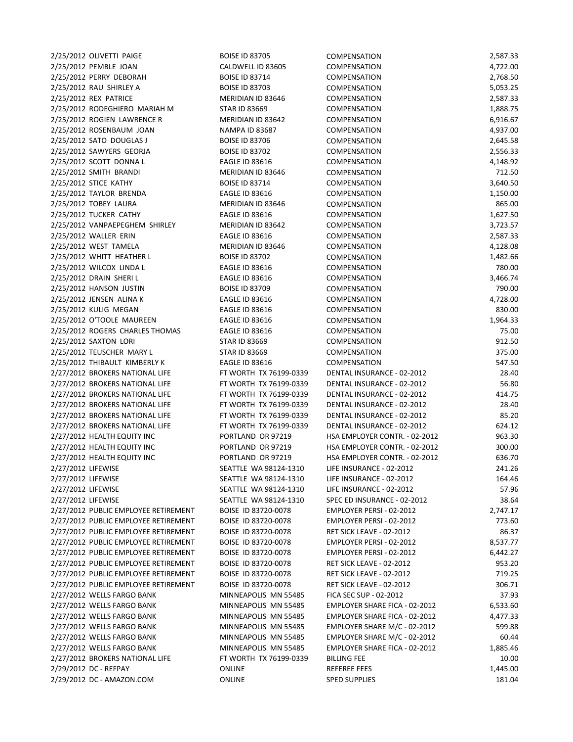| | | | | |
|---|---|---|---|---|
| 2/25/2012 | OLIVETTI PAIGE | BOISE ID 83705 | COMPENSATION | 2,587.33 |
| 2/25/2012 | PEMBLE JOAN | CALDWELL ID 83605 | COMPENSATION | 4,722.00 |
| 2/25/2012 | PERRY DEBORAH | BOISE ID 83714 | COMPENSATION | 2,768.50 |
| 2/25/2012 | RAU SHIRLEY A | BOISE ID 83703 | COMPENSATION | 5,053.25 |
| 2/25/2012 | REX PATRICE | MERIDIAN ID 83646 | COMPENSATION | 2,587.33 |
| 2/25/2012 | RODEGHIERO MARIAH M | STAR ID 83669 | COMPENSATION | 1,888.75 |
| 2/25/2012 | ROGIEN LAWRENCE R | MERIDIAN ID 83642 | COMPENSATION | 6,916.67 |
| 2/25/2012 | ROSENBAUM JOAN | NAMPA ID 83687 | COMPENSATION | 4,937.00 |
| 2/25/2012 | SATO DOUGLAS J | BOISE ID 83706 | COMPENSATION | 2,645.58 |
| 2/25/2012 | SAWYERS GEORJA | BOISE ID 83702 | COMPENSATION | 2,556.33 |
| 2/25/2012 | SCOTT DONNA L | EAGLE ID 83616 | COMPENSATION | 4,148.92 |
| 2/25/2012 | SMITH BRANDI | MERIDIAN ID 83646 | COMPENSATION | 712.50 |
| 2/25/2012 | STICE KATHY | BOISE ID 83714 | COMPENSATION | 3,640.50 |
| 2/25/2012 | TAYLOR BRENDA | EAGLE ID 83616 | COMPENSATION | 1,150.00 |
| 2/25/2012 | TOBEY LAURA | MERIDIAN ID 83646 | COMPENSATION | 865.00 |
| 2/25/2012 | TUCKER CATHY | EAGLE ID 83616 | COMPENSATION | 1,627.50 |
| 2/25/2012 | VANPAEPEGHEM SHIRLEY | MERIDIAN ID 83642 | COMPENSATION | 3,723.57 |
| 2/25/2012 | WALLER ERIN | EAGLE ID 83616 | COMPENSATION | 2,587.33 |
| 2/25/2012 | WEST TAMELA | MERIDIAN ID 83646 | COMPENSATION | 4,128.08 |
| 2/25/2012 | WHITT HEATHER L | BOISE ID 83702 | COMPENSATION | 1,482.66 |
| 2/25/2012 | WILCOX LINDA L | EAGLE ID 83616 | COMPENSATION | 780.00 |
| 2/25/2012 | DRAIN SHERI L | EAGLE ID 83616 | COMPENSATION | 3,466.74 |
| 2/25/2012 | HANSON JUSTIN | BOISE ID 83709 | COMPENSATION | 790.00 |
| 2/25/2012 | JENSEN ALINA K | EAGLE ID 83616 | COMPENSATION | 4,728.00 |
| 2/25/2012 | KULIG MEGAN | EAGLE ID 83616 | COMPENSATION | 830.00 |
| 2/25/2012 | O'TOOLE MAUREEN | EAGLE ID 83616 | COMPENSATION | 1,964.33 |
| 2/25/2012 | ROGERS CHARLES THOMAS | EAGLE ID 83616 | COMPENSATION | 75.00 |
| 2/25/2012 | SAXTON LORI | STAR ID 83669 | COMPENSATION | 912.50 |
| 2/25/2012 | TEUSCHER MARY L | STAR ID 83669 | COMPENSATION | 375.00 |
| 2/25/2012 | THIBAULT KIMBERLY K | EAGLE ID 83616 | COMPENSATION | 547.50 |
| 2/27/2012 | BROKERS NATIONAL LIFE | FT WORTH TX 76199-0339 | DENTAL INSURANCE - 02-2012 | 28.40 |
| 2/27/2012 | BROKERS NATIONAL LIFE | FT WORTH TX 76199-0339 | DENTAL INSURANCE - 02-2012 | 56.80 |
| 2/27/2012 | BROKERS NATIONAL LIFE | FT WORTH TX 76199-0339 | DENTAL INSURANCE - 02-2012 | 414.75 |
| 2/27/2012 | BROKERS NATIONAL LIFE | FT WORTH TX 76199-0339 | DENTAL INSURANCE - 02-2012 | 28.40 |
| 2/27/2012 | BROKERS NATIONAL LIFE | FT WORTH TX 76199-0339 | DENTAL INSURANCE - 02-2012 | 85.20 |
| 2/27/2012 | BROKERS NATIONAL LIFE | FT WORTH TX 76199-0339 | DENTAL INSURANCE - 02-2012 | 624.12 |
| 2/27/2012 | HEALTH EQUITY INC | PORTLAND OR 97219 | HSA EMPLOYER CONTR. - 02-2012 | 963.30 |
| 2/27/2012 | HEALTH EQUITY INC | PORTLAND OR 97219 | HSA EMPLOYER CONTR. - 02-2012 | 300.00 |
| 2/27/2012 | HEALTH EQUITY INC | PORTLAND OR 97219 | HSA EMPLOYER CONTR. - 02-2012 | 636.70 |
| 2/27/2012 | LIFEWISE | SEATTLE WA 98124-1310 | LIFE INSURANCE - 02-2012 | 241.26 |
| 2/27/2012 | LIFEWISE | SEATTLE WA 98124-1310 | LIFE INSURANCE - 02-2012 | 164.46 |
| 2/27/2012 | LIFEWISE | SEATTLE WA 98124-1310 | LIFE INSURANCE - 02-2012 | 57.96 |
| 2/27/2012 | LIFEWISE | SEATTLE WA 98124-1310 | SPEC ED INSURANCE - 02-2012 | 38.64 |
| 2/27/2012 | PUBLIC EMPLOYEE RETIREMENT | BOISE ID 83720-0078 | EMPLOYER PERSI - 02-2012 | 2,747.17 |
| 2/27/2012 | PUBLIC EMPLOYEE RETIREMENT | BOISE ID 83720-0078 | EMPLOYER PERSI - 02-2012 | 773.60 |
| 2/27/2012 | PUBLIC EMPLOYEE RETIREMENT | BOISE ID 83720-0078 | RET SICK LEAVE - 02-2012 | 86.37 |
| 2/27/2012 | PUBLIC EMPLOYEE RETIREMENT | BOISE ID 83720-0078 | EMPLOYER PERSI - 02-2012 | 8,537.77 |
| 2/27/2012 | PUBLIC EMPLOYEE RETIREMENT | BOISE ID 83720-0078 | EMPLOYER PERSI - 02-2012 | 6,442.27 |
| 2/27/2012 | PUBLIC EMPLOYEE RETIREMENT | BOISE ID 83720-0078 | RET SICK LEAVE - 02-2012 | 953.20 |
| 2/27/2012 | PUBLIC EMPLOYEE RETIREMENT | BOISE ID 83720-0078 | RET SICK LEAVE - 02-2012 | 719.25 |
| 2/27/2012 | PUBLIC EMPLOYEE RETIREMENT | BOISE ID 83720-0078 | RET SICK LEAVE - 02-2012 | 306.71 |
| 2/27/2012 | WELLS FARGO BANK | MINNEAPOLIS MN 55485 | FICA SEC SUP - 02-2012 | 37.93 |
| 2/27/2012 | WELLS FARGO BANK | MINNEAPOLIS MN 55485 | EMPLOYER SHARE FICA - 02-2012 | 6,533.60 |
| 2/27/2012 | WELLS FARGO BANK | MINNEAPOLIS MN 55485 | EMPLOYER SHARE FICA - 02-2012 | 4,477.33 |
| 2/27/2012 | WELLS FARGO BANK | MINNEAPOLIS MN 55485 | EMPLOYER SHARE M/C - 02-2012 | 599.88 |
| 2/27/2012 | WELLS FARGO BANK | MINNEAPOLIS MN 55485 | EMPLOYER SHARE M/C - 02-2012 | 60.44 |
| 2/27/2012 | WELLS FARGO BANK | MINNEAPOLIS MN 55485 | EMPLOYER SHARE FICA - 02-2012 | 1,885.46 |
| 2/27/2012 | BROKERS NATIONAL LIFE | FT WORTH TX 76199-0339 | BILLING FEE | 10.00 |
| 2/29/2012 | DC - REFPAY | ONLINE | REFEREE FEES | 1,445.00 |
| 2/29/2012 | DC - AMAZON.COM | ONLINE | SPED SUPPLIES | 181.04 |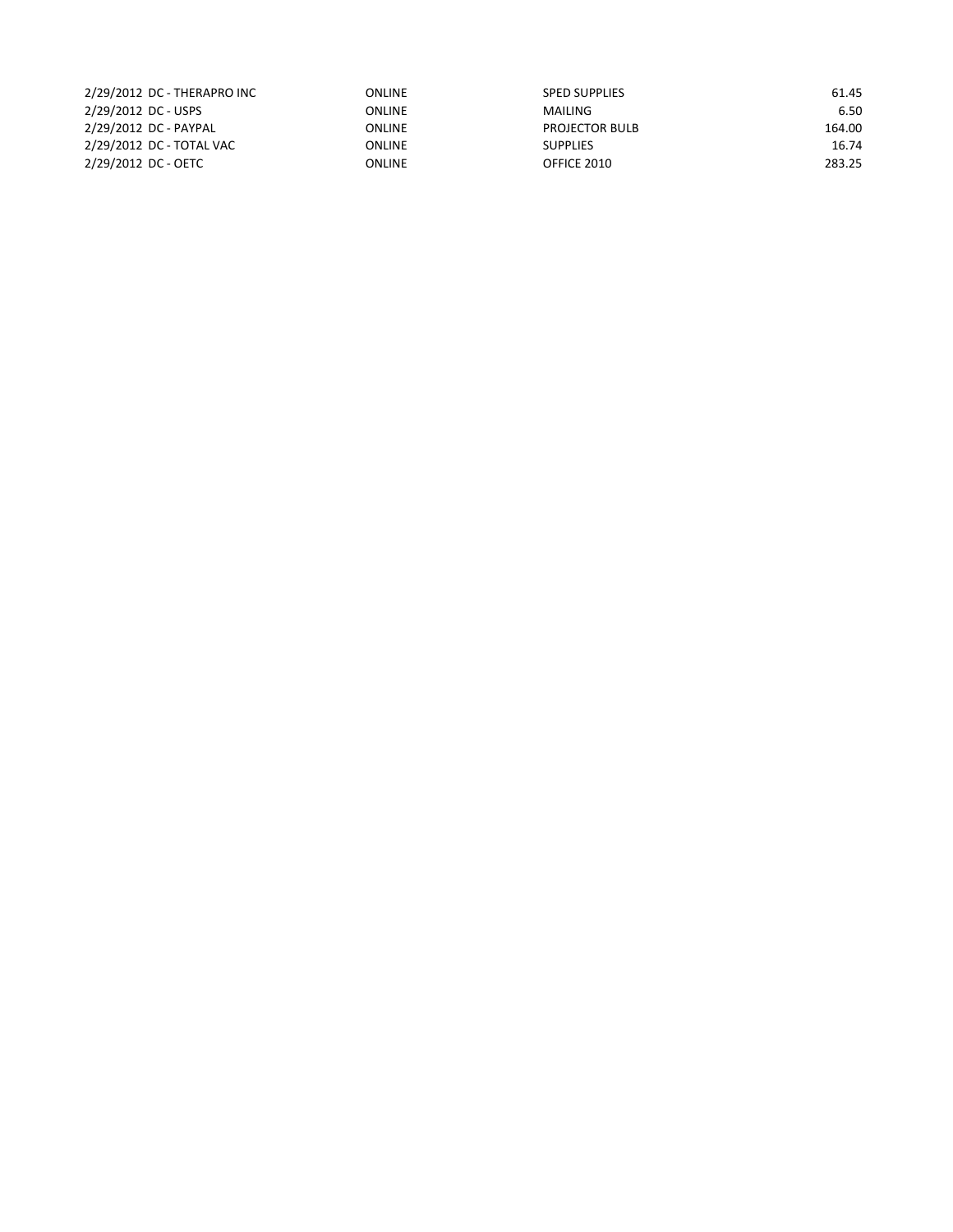| | | | |
|---|---|---|---|
| 2/29/2012 DC - THERAPRO INC | ONLINE | SPED SUPPLIES | 61.45 |
| 2/29/2012 DC - USPS | ONLINE | MAILING | 6.50 |
| 2/29/2012 DC - PAYPAL | ONLINE | PROJECTOR BULB | 164.00 |
| 2/29/2012 DC - TOTAL VAC | ONLINE | SUPPLIES | 16.74 |
| 2/29/2012 DC - OETC | ONLINE | OFFICE 2010 | 283.25 |